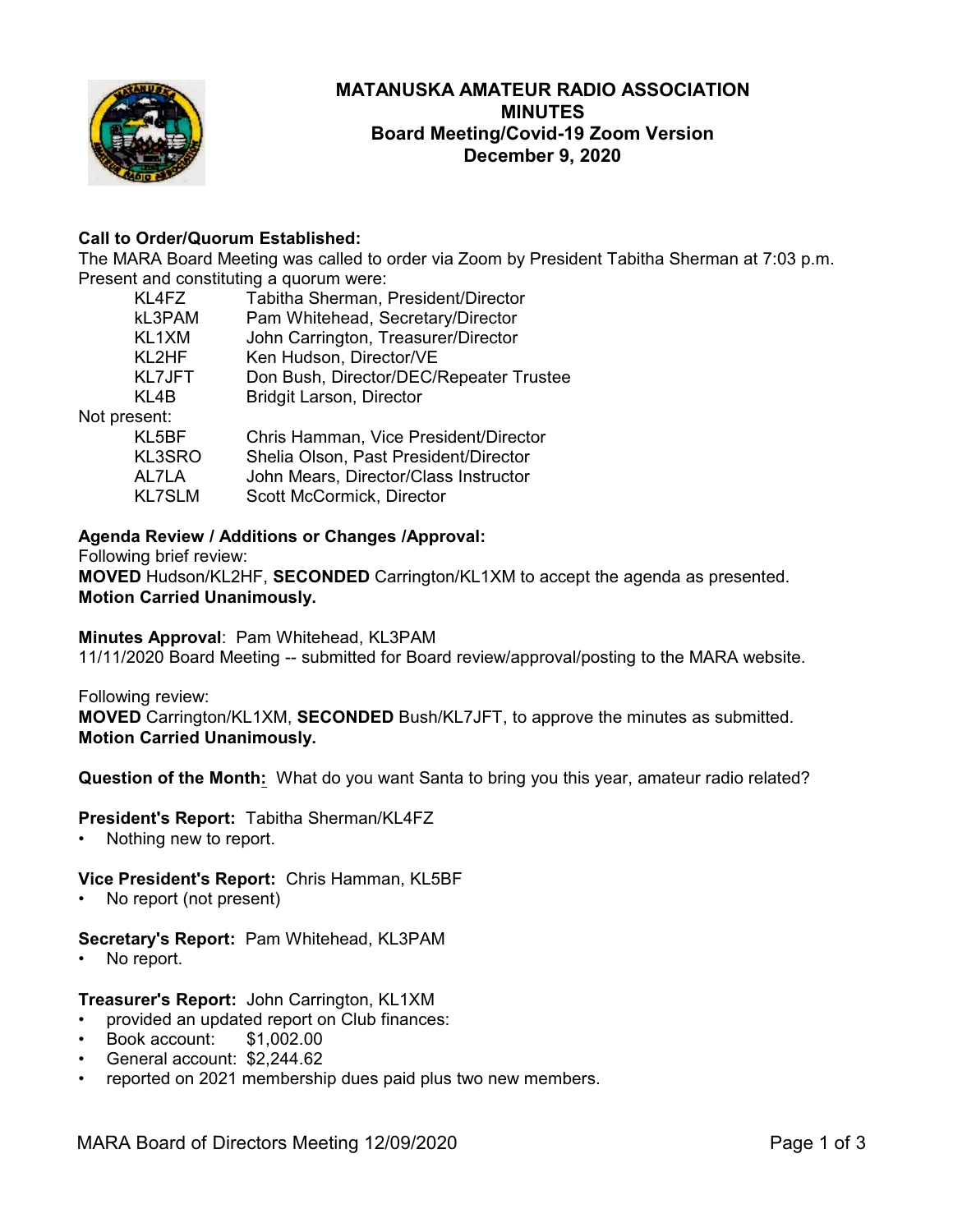# MATANUSKA AMATEUR RADIO ASSOCIATION
## MINUTES
### Board Meeting/Covid-19 Zoom Version
### December 9, 2020

**Call to Order/Quorum Established:**
The MARA Board Meeting was called to order via Zoom by President Tabitha Sherman at 7:03 p.m. Present and constituting a quorum were:

| | |
|---|---|
| KL4FZ | Tabitha Sherman, President/Director |
| kL3PAM | Pam Whitehead, Secretary/Director |
| KL1XM | John Carrington, Treasurer/Director |
| KL2HF | Ken Hudson, Director/VE |
| KL7JFT | Don Bush, Director/DEC/Repeater Trustee |
| KL4B | Bridgit Larson, Director |

Not present:

| | |
|---|---|
| KL5BF | Chris Hamman, Vice President/Director |
| KL3SRO | Shelia Olson, Past President/Director |
| AL7LA | John Mears, Director/Class Instructor |
| KL7SLM | Scott McCormick, Director |

**Agenda Review / Additions or Changes /Approval:**
Following brief review:
**MOVED** Hudson/KL2HF, **SECONDED** Carrington/KL1XM to accept the agenda as presented.
**Motion Carried Unanimously.**

**Minutes Approval**: Pam Whitehead, KL3PAM
11/11/2020 Board Meeting -- submitted for Board review/approval/posting to the MARA website.

Following review:
**MOVED** Carrington/KL1XM, **SECONDED** Bush/KL7JFT, to approve the minutes as submitted.
**Motion Carried Unanimously.**

**Question of the Month:** What do you want Santa to bring you this year, amateur radio related?

**President's Report:** Tabitha Sherman/KL4FZ
- Nothing new to report.

**Vice President's Report:** Chris Hamman, KL5BF
- No report (not present)

**Secretary's Report:** Pam Whitehead, KL3PAM
- No report.

**Treasurer's Report:** John Carrington, KL1XM
- provided an updated report on Club finances:
- Book account: $1,002.00
- General account: $2,244.62
- reported on 2021 membership dues paid plus two new members.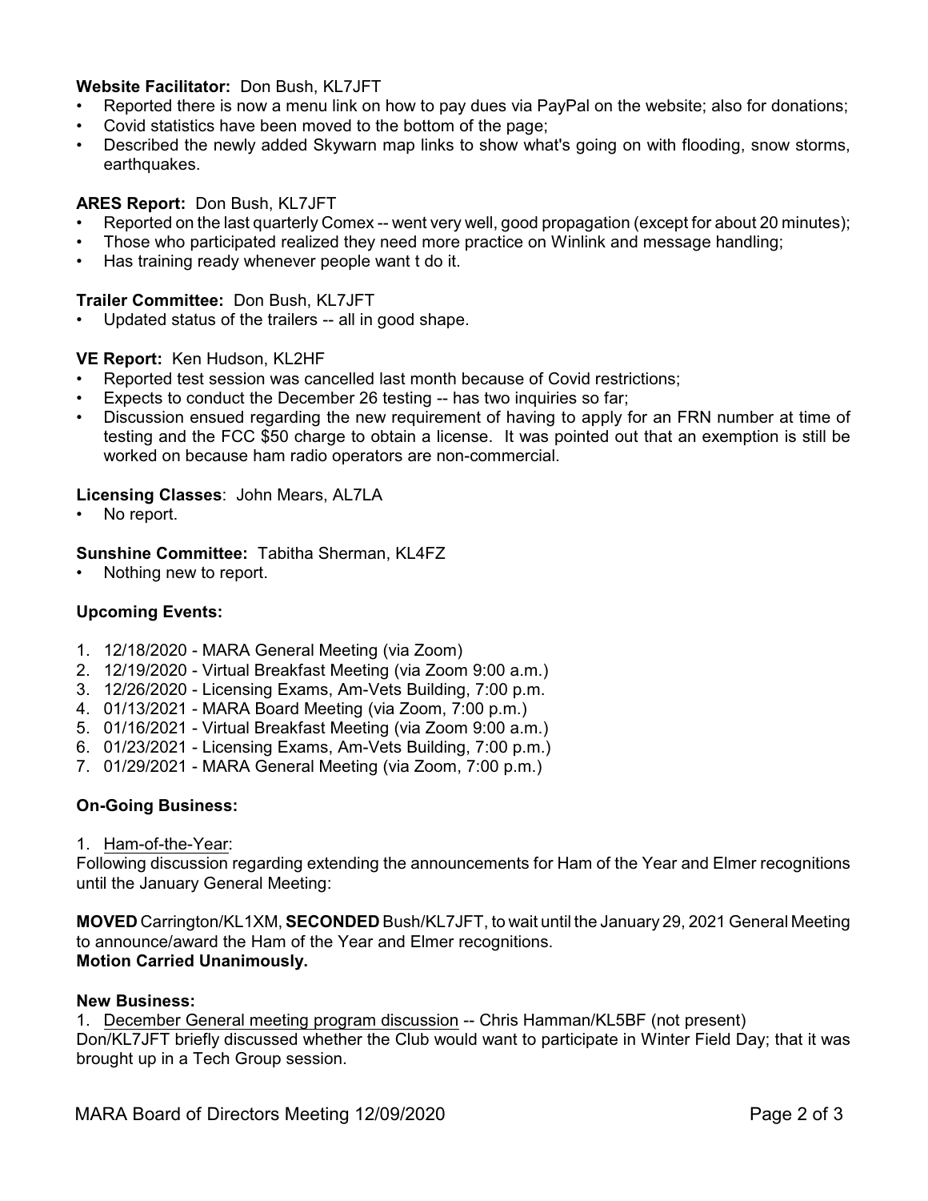**Website Facilitator:** Don Bush, KL7JFT

- Reported there is now a menu link on how to pay dues via PayPal on the website; also for donations;
- Covid statistics have been moved to the bottom of the page;
- Described the newly added Skywarn map links to show what's going on with flooding, snow storms, earthquakes.

**ARES Report:** Don Bush, KL7JFT

- Reported on the last quarterly Comex -- went very well, good propagation (except for about 20 minutes);
- Those who participated realized they need more practice on Winlink and message handling;
- Has training ready whenever people want t do it.

**Trailer Committee:** Don Bush, KL7JFT

- Updated status of the trailers -- all in good shape.

**VE Report:** Ken Hudson, KL2HF

- Reported test session was cancelled last month because of Covid restrictions;
- Expects to conduct the December 26 testing -- has two inquiries so far;
- Discussion ensued regarding the new requirement of having to apply for an FRN number at time of testing and the FCC $50 charge to obtain a license. It was pointed out that an exemption is still be worked on because ham radio operators are non-commercial.

**Licensing Classes**: John Mears, AL7LA

- No report.

**Sunshine Committee:** Tabitha Sherman, KL4FZ

- Nothing new to report.

**Upcoming Events:**

1. 12/18/2020 - MARA General Meeting (via Zoom)
2. 12/19/2020 - Virtual Breakfast Meeting (via Zoom 9:00 a.m.)
3. 12/26/2020 - Licensing Exams, Am-Vets Building, 7:00 p.m.
4. 01/13/2021 - MARA Board Meeting (via Zoom, 7:00 p.m.)
5. 01/16/2021 - Virtual Breakfast Meeting (via Zoom 9:00 a.m.)
6. 01/23/2021 - Licensing Exams, Am-Vets Building, 7:00 p.m.)
7. 01/29/2021 - MARA General Meeting (via Zoom, 7:00 p.m.)

**On-Going Business:**

1. Ham-of-the-Year:

Following discussion regarding extending the announcements for Ham of the Year and Elmer recognitions until the January General Meeting:

**MOVED** Carrington/KL1XM, **SECONDED** Bush/KL7JFT, to wait until the January 29, 2021 General Meeting to announce/award the Ham of the Year and Elmer recognitions.
**Motion Carried Unanimously.**

**New Business:**

1. December General meeting program discussion -- Chris Hamman/KL5BF (not present)

Don/KL7JFT briefly discussed whether the Club would want to participate in Winter Field Day; that it was brought up in a Tech Group session.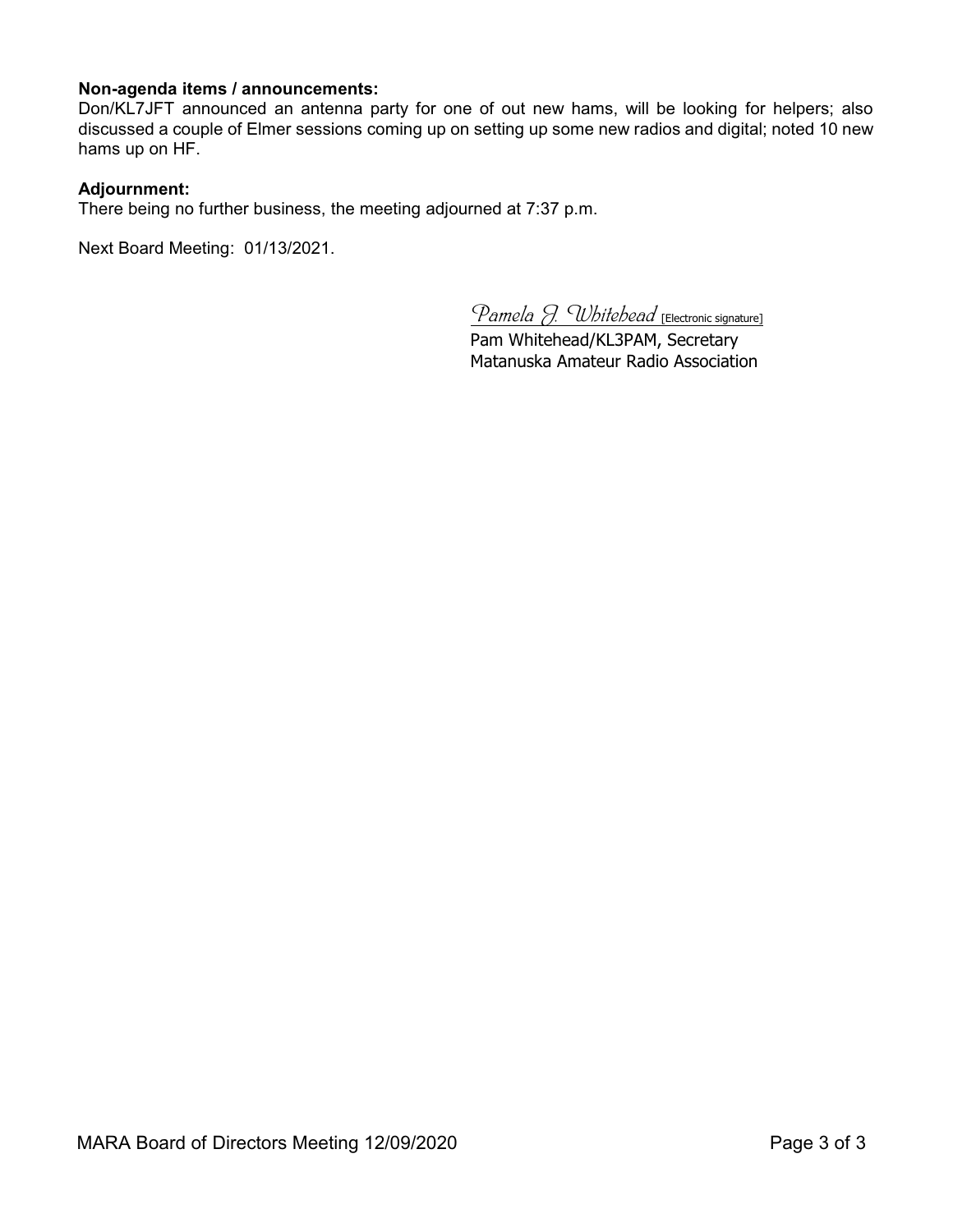**Non-agenda items / announcements:**
Don/KL7JFT announced an antenna party for one of out new hams, will be looking for helpers; also discussed a couple of Elmer sessions coming up on setting up some new radios and digital; noted 10 new hams up on HF.

**Adjournment:**
There being no further business, the meeting adjourned at 7:37 p.m.

Next Board Meeting: 01/13/2021.

*Pamela J. Whitehead* [Electronic signature]
Pam Whitehead/KL3PAM, Secretary
Matanuska Amateur Radio Association